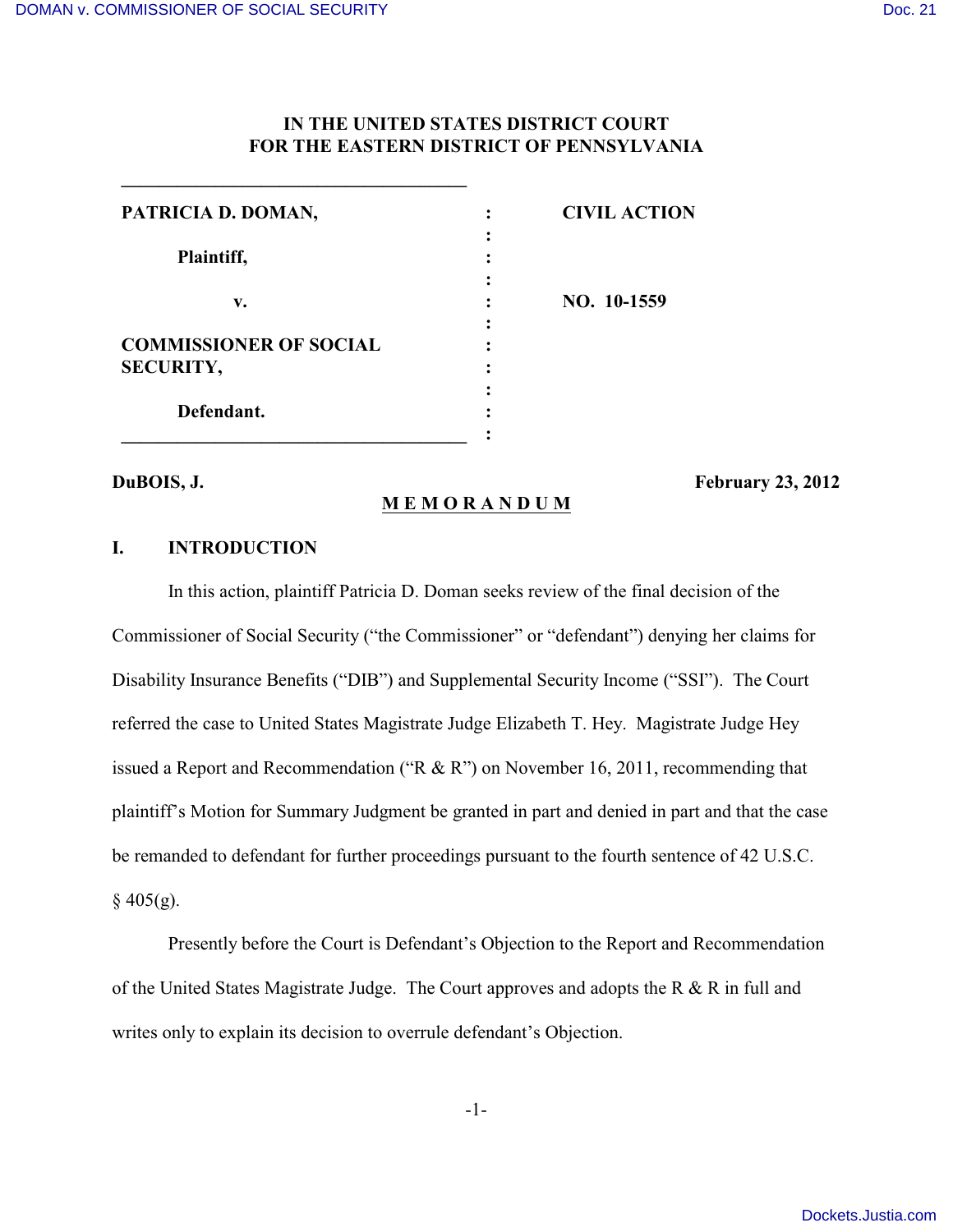**IN THE UNITED STATES DISTRICT COURT**
**FOR THE EASTERN DISTRICT OF PENNSYLVANIA**

| | | |
|---|---|---|
| **PATRICIA D. DOMAN,** | : | **CIVIL ACTION** |
| **Plaintiff,** | : | |
| **v.** | : | **NO. 10-1559** |
| **COMMISSIONER OF SOCIAL SECURITY,** | : | |
| **Defendant.** | : | |

**DuBOIS, J.** **February 23, 2012**

**M E M O R A N D U M**

## I. INTRODUCTION

In this action, plaintiff Patricia D. Doman seeks review of the final decision of the Commissioner of Social Security ("the Commissioner" or "defendant") denying her claims for Disability Insurance Benefits ("DIB") and Supplemental Security Income ("SSI"). The Court referred the case to United States Magistrate Judge Elizabeth T. Hey. Magistrate Judge Hey issued a Report and Recommendation ("R & R") on November 16, 2011, recommending that plaintiff's Motion for Summary Judgment be granted in part and denied in part and that the case be remanded to defendant for further proceedings pursuant to the fourth sentence of 42 U.S.C. § 405(g).

Presently before the Court is Defendant's Objection to the Report and Recommendation of the United States Magistrate Judge. The Court approves and adopts the R & R in full and writes only to explain its decision to overrule defendant's Objection.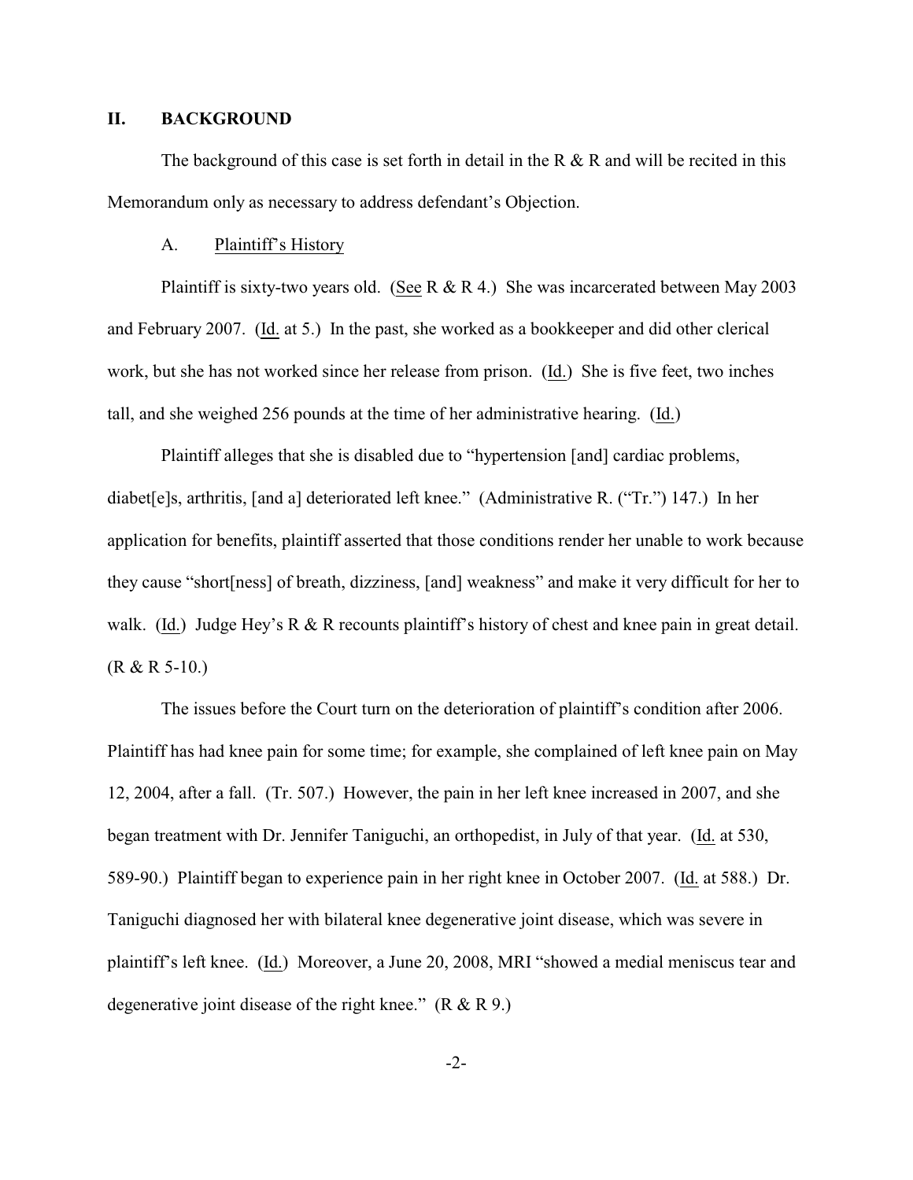## II. BACKGROUND

The background of this case is set forth in detail in the R & R and will be recited in this Memorandum only as necessary to address defendant's Objection.

### A. Plaintiff's History

Plaintiff is sixty-two years old. (See R & R 4.) She was incarcerated between May 2003 and February 2007. (Id. at 5.) In the past, she worked as a bookkeeper and did other clerical work, but she has not worked since her release from prison. (Id.) She is five feet, two inches tall, and she weighed 256 pounds at the time of her administrative hearing. (Id.)

Plaintiff alleges that she is disabled due to "hypertension [and] cardiac problems, diabet[e]s, arthritis, [and a] deteriorated left knee." (Administrative R. ("Tr.") 147.) In her application for benefits, plaintiff asserted that those conditions render her unable to work because they cause "short[ness] of breath, dizziness, [and] weakness" and make it very difficult for her to walk. (Id.) Judge Hey's R & R recounts plaintiff's history of chest and knee pain in great detail. (R & R 5-10.)

The issues before the Court turn on the deterioration of plaintiff's condition after 2006. Plaintiff has had knee pain for some time; for example, she complained of left knee pain on May 12, 2004, after a fall. (Tr. 507.) However, the pain in her left knee increased in 2007, and she began treatment with Dr. Jennifer Taniguchi, an orthopedist, in July of that year. (Id. at 530, 589-90.) Plaintiff began to experience pain in her right knee in October 2007. (Id. at 588.) Dr. Taniguchi diagnosed her with bilateral knee degenerative joint disease, which was severe in plaintiff's left knee. (Id.) Moreover, a June 20, 2008, MRI "showed a medial meniscus tear and degenerative joint disease of the right knee." (R & R 9.)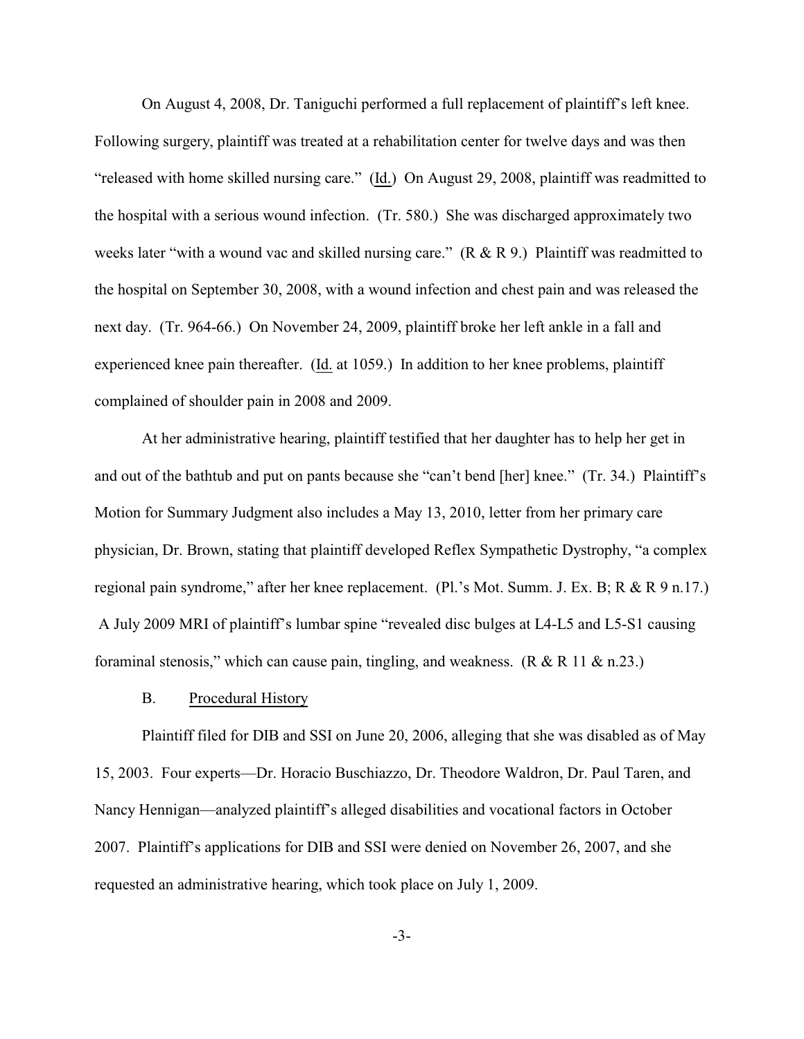On August 4, 2008, Dr. Taniguchi performed a full replacement of plaintiff's left knee. Following surgery, plaintiff was treated at a rehabilitation center for twelve days and was then "released with home skilled nursing care." (Id.) On August 29, 2008, plaintiff was readmitted to the hospital with a serious wound infection. (Tr. 580.) She was discharged approximately two weeks later "with a wound vac and skilled nursing care." (R & R 9.) Plaintiff was readmitted to the hospital on September 30, 2008, with a wound infection and chest pain and was released the next day. (Tr. 964-66.) On November 24, 2009, plaintiff broke her left ankle in a fall and experienced knee pain thereafter. (Id. at 1059.) In addition to her knee problems, plaintiff complained of shoulder pain in 2008 and 2009.

At her administrative hearing, plaintiff testified that her daughter has to help her get in and out of the bathtub and put on pants because she "can't bend [her] knee." (Tr. 34.) Plaintiff's Motion for Summary Judgment also includes a May 13, 2010, letter from her primary care physician, Dr. Brown, stating that plaintiff developed Reflex Sympathetic Dystrophy, "a complex regional pain syndrome," after her knee replacement. (Pl.'s Mot. Summ. J. Ex. B; R & R 9 n.17.) A July 2009 MRI of plaintiff's lumbar spine "revealed disc bulges at L4-L5 and L5-S1 causing foraminal stenosis," which can cause pain, tingling, and weakness. (R & R 11 & n.23.)

### B. Procedural History

Plaintiff filed for DIB and SSI on June 20, 2006, alleging that she was disabled as of May 15, 2003. Four experts—Dr. Horacio Buschiazzo, Dr. Theodore Waldron, Dr. Paul Taren, and Nancy Hennigan—analyzed plaintiff's alleged disabilities and vocational factors in October 2007. Plaintiff's applications for DIB and SSI were denied on November 26, 2007, and she requested an administrative hearing, which took place on July 1, 2009.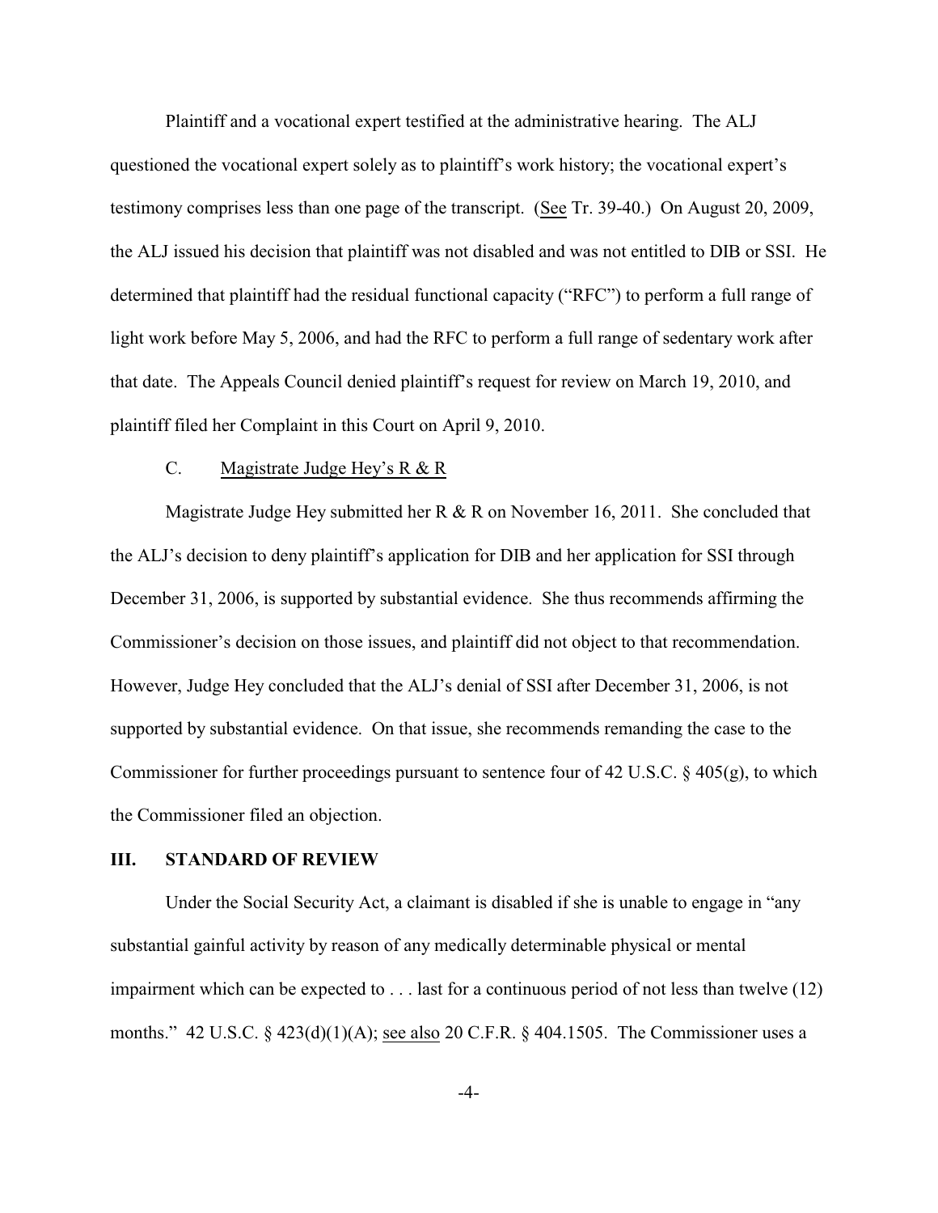Plaintiff and a vocational expert testified at the administrative hearing. The ALJ questioned the vocational expert solely as to plaintiff's work history; the vocational expert's testimony comprises less than one page of the transcript. (See Tr. 39-40.) On August 20, 2009, the ALJ issued his decision that plaintiff was not disabled and was not entitled to DIB or SSI. He determined that plaintiff had the residual functional capacity ("RFC") to perform a full range of light work before May 5, 2006, and had the RFC to perform a full range of sedentary work after that date. The Appeals Council denied plaintiff's request for review on March 19, 2010, and plaintiff filed her Complaint in this Court on April 9, 2010.

### C. Magistrate Judge Hey's R & R

Magistrate Judge Hey submitted her R & R on November 16, 2011. She concluded that the ALJ's decision to deny plaintiff's application for DIB and her application for SSI through December 31, 2006, is supported by substantial evidence. She thus recommends affirming the Commissioner's decision on those issues, and plaintiff did not object to that recommendation. However, Judge Hey concluded that the ALJ's denial of SSI after December 31, 2006, is not supported by substantial evidence. On that issue, she recommends remanding the case to the Commissioner for further proceedings pursuant to sentence four of 42 U.S.C. § 405(g), to which the Commissioner filed an objection.

## III. STANDARD OF REVIEW

Under the Social Security Act, a claimant is disabled if she is unable to engage in "any substantial gainful activity by reason of any medically determinable physical or mental impairment which can be expected to . . . last for a continuous period of not less than twelve (12) months." 42 U.S.C. § 423(d)(1)(A); see also 20 C.F.R. § 404.1505. The Commissioner uses a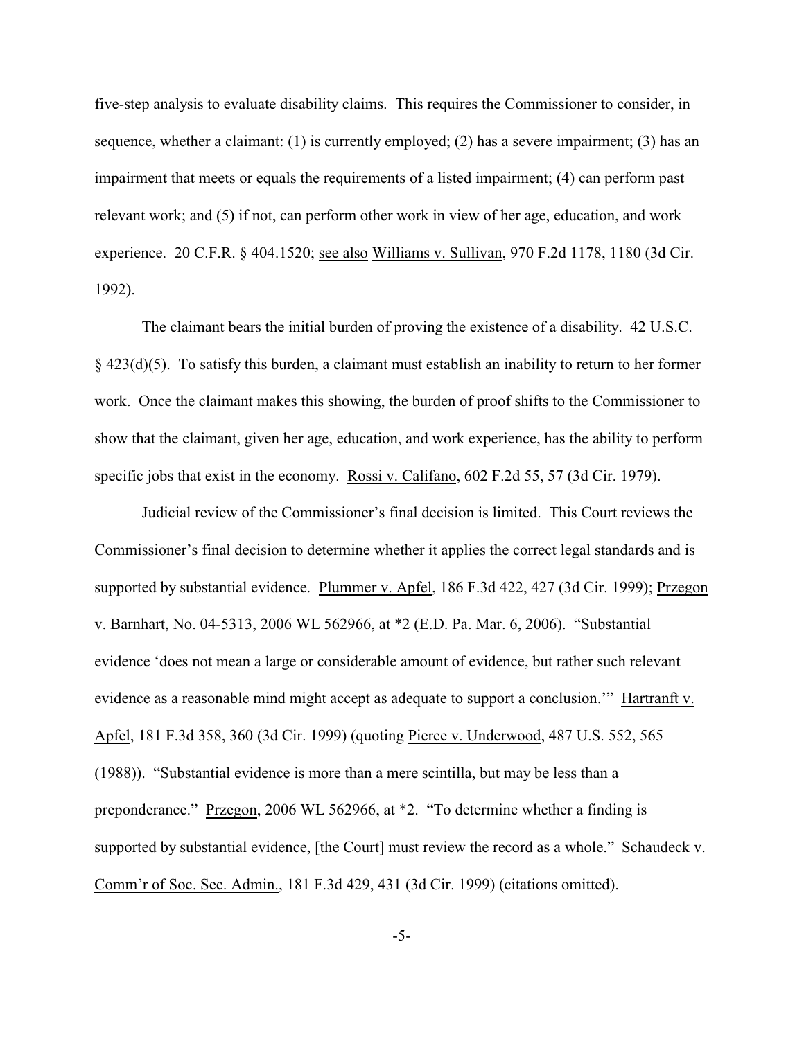five-step analysis to evaluate disability claims. This requires the Commissioner to consider, in sequence, whether a claimant: (1) is currently employed; (2) has a severe impairment; (3) has an impairment that meets or equals the requirements of a listed impairment; (4) can perform past relevant work; and (5) if not, can perform other work in view of her age, education, and work experience. 20 C.F.R. § 404.1520; see also Williams v. Sullivan, 970 F.2d 1178, 1180 (3d Cir. 1992).

The claimant bears the initial burden of proving the existence of a disability. 42 U.S.C. § 423(d)(5). To satisfy this burden, a claimant must establish an inability to return to her former work. Once the claimant makes this showing, the burden of proof shifts to the Commissioner to show that the claimant, given her age, education, and work experience, has the ability to perform specific jobs that exist in the economy. Rossi v. Califano, 602 F.2d 55, 57 (3d Cir. 1979).

Judicial review of the Commissioner's final decision is limited. This Court reviews the Commissioner's final decision to determine whether it applies the correct legal standards and is supported by substantial evidence. Plummer v. Apfel, 186 F.3d 422, 427 (3d Cir. 1999); Przegon v. Barnhart, No. 04-5313, 2006 WL 562966, at *2 (E.D. Pa. Mar. 6, 2006). "Substantial evidence 'does not mean a large or considerable amount of evidence, but rather such relevant evidence as a reasonable mind might accept as adequate to support a conclusion.'" Hartranft v. Apfel, 181 F.3d 358, 360 (3d Cir. 1999) (quoting Pierce v. Underwood, 487 U.S. 552, 565 (1988)). "Substantial evidence is more than a mere scintilla, but may be less than a preponderance." Przegon, 2006 WL 562966, at *2. "To determine whether a finding is supported by substantial evidence, [the Court] must review the record as a whole." Schaudeck v. Comm'r of Soc. Sec. Admin., 181 F.3d 429, 431 (3d Cir. 1999) (citations omitted).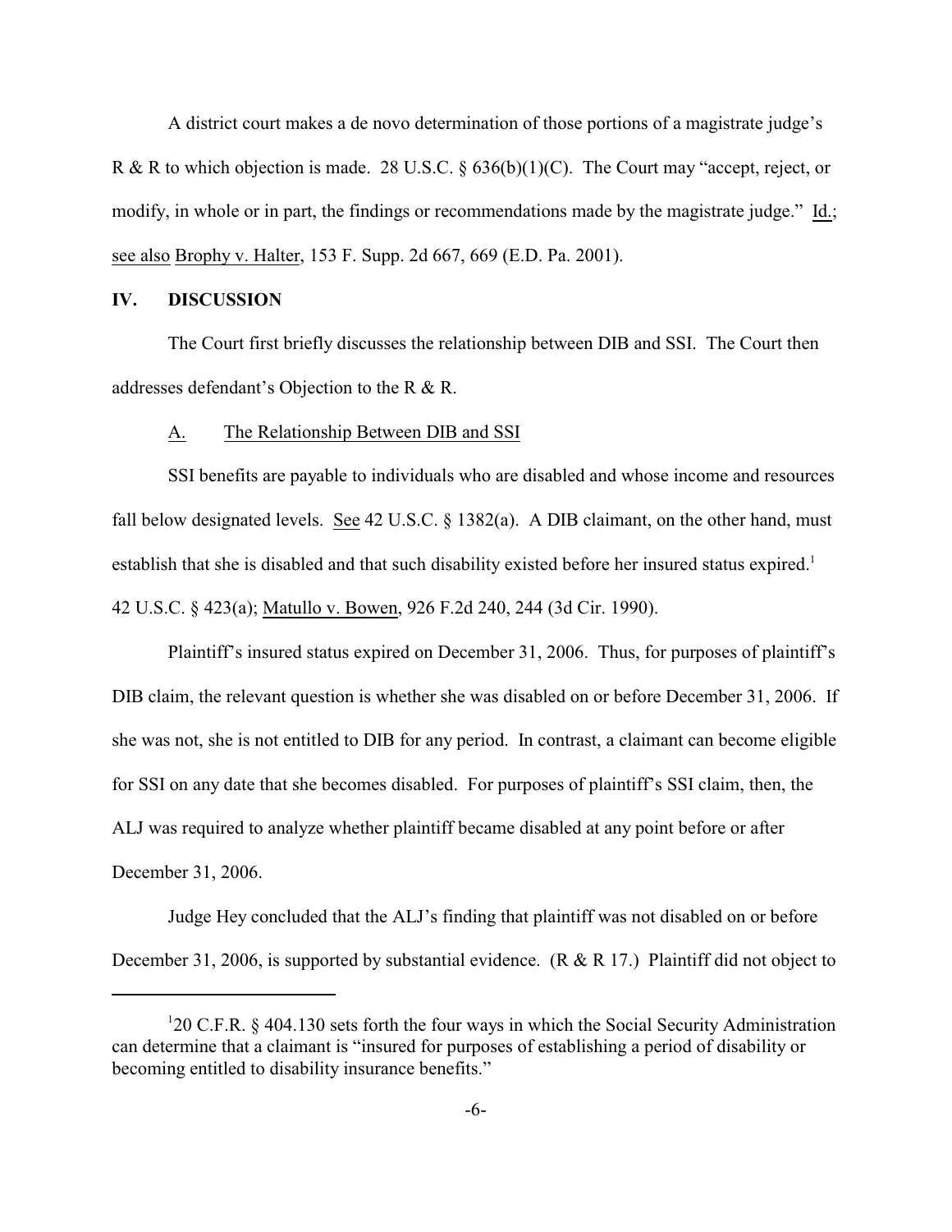A district court makes a de novo determination of those portions of a magistrate judge's R & R to which objection is made. 28 U.S.C. § 636(b)(1)(C). The Court may "accept, reject, or modify, in whole or in part, the findings or recommendations made by the magistrate judge." Id.; see also Brophy v. Halter, 153 F. Supp. 2d 667, 669 (E.D. Pa. 2001).

## IV. DISCUSSION

The Court first briefly discusses the relationship between DIB and SSI. The Court then addresses defendant's Objection to the R & R.

### A. The Relationship Between DIB and SSI

SSI benefits are payable to individuals who are disabled and whose income and resources fall below designated levels. See 42 U.S.C. § 1382(a). A DIB claimant, on the other hand, must establish that she is disabled and that such disability existed before her insured status expired.[1] 42 U.S.C. § 423(a); Matullo v. Bowen, 926 F.2d 240, 244 (3d Cir. 1990).

Plaintiff's insured status expired on December 31, 2006. Thus, for purposes of plaintiff's DIB claim, the relevant question is whether she was disabled on or before December 31, 2006. If she was not, she is not entitled to DIB for any period. In contrast, a claimant can become eligible for SSI on any date that she becomes disabled. For purposes of plaintiff's SSI claim, then, the ALJ was required to analyze whether plaintiff became disabled at any point before or after December 31, 2006.

Judge Hey concluded that the ALJ's finding that plaintiff was not disabled on or before December 31, 2006, is supported by substantial evidence. (R & R 17.) Plaintiff did not object to

[1] 20 C.F.R. § 404.130 sets forth the four ways in which the Social Security Administration can determine that a claimant is "insured for purposes of establishing a period of disability or becoming entitled to disability insurance benefits."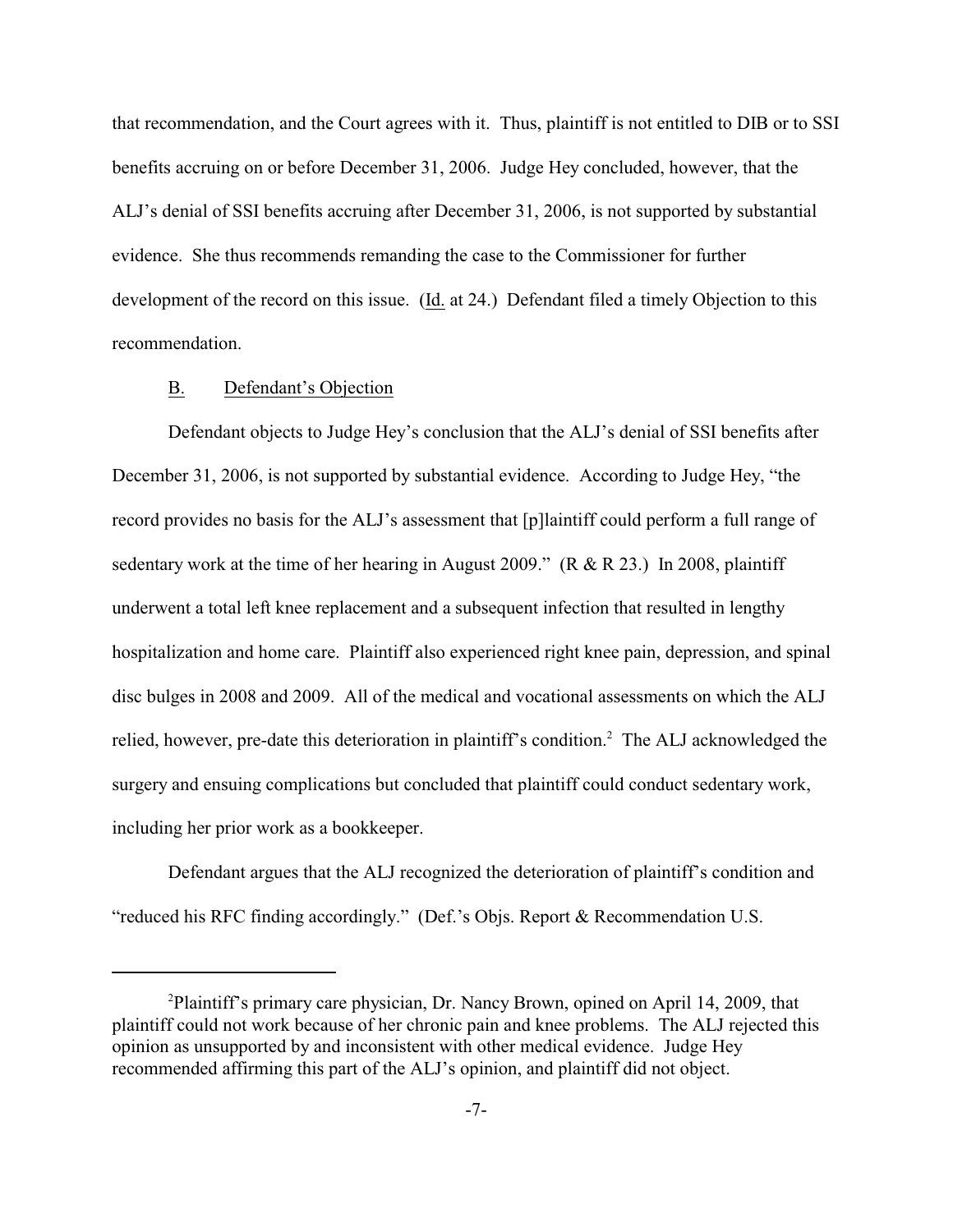that recommendation, and the Court agrees with it. Thus, plaintiff is not entitled to DIB or to SSI benefits accruing on or before December 31, 2006. Judge Hey concluded, however, that the ALJ's denial of SSI benefits accruing after December 31, 2006, is not supported by substantial evidence. She thus recommends remanding the case to the Commissioner for further development of the record on this issue. (Id. at 24.) Defendant filed a timely Objection to this recommendation.

## B. Defendant's Objection

Defendant objects to Judge Hey's conclusion that the ALJ's denial of SSI benefits after December 31, 2006, is not supported by substantial evidence. According to Judge Hey, "the record provides no basis for the ALJ's assessment that [p]laintiff could perform a full range of sedentary work at the time of her hearing in August 2009." (R & R 23.) In 2008, plaintiff underwent a total left knee replacement and a subsequent infection that resulted in lengthy hospitalization and home care. Plaintiff also experienced right knee pain, depression, and spinal disc bulges in 2008 and 2009. All of the medical and vocational assessments on which the ALJ relied, however, pre-date this deterioration in plaintiff's condition.[2] The ALJ acknowledged the surgery and ensuing complications but concluded that plaintiff could conduct sedentary work, including her prior work as a bookkeeper.

Defendant argues that the ALJ recognized the deterioration of plaintiff's condition and "reduced his RFC finding accordingly." (Def.'s Objs. Report & Recommendation U.S.

---

[2] Plaintiff's primary care physician, Dr. Nancy Brown, opined on April 14, 2009, that plaintiff could not work because of her chronic pain and knee problems. The ALJ rejected this opinion as unsupported by and inconsistent with other medical evidence. Judge Hey recommended affirming this part of the ALJ's opinion, and plaintiff did not object.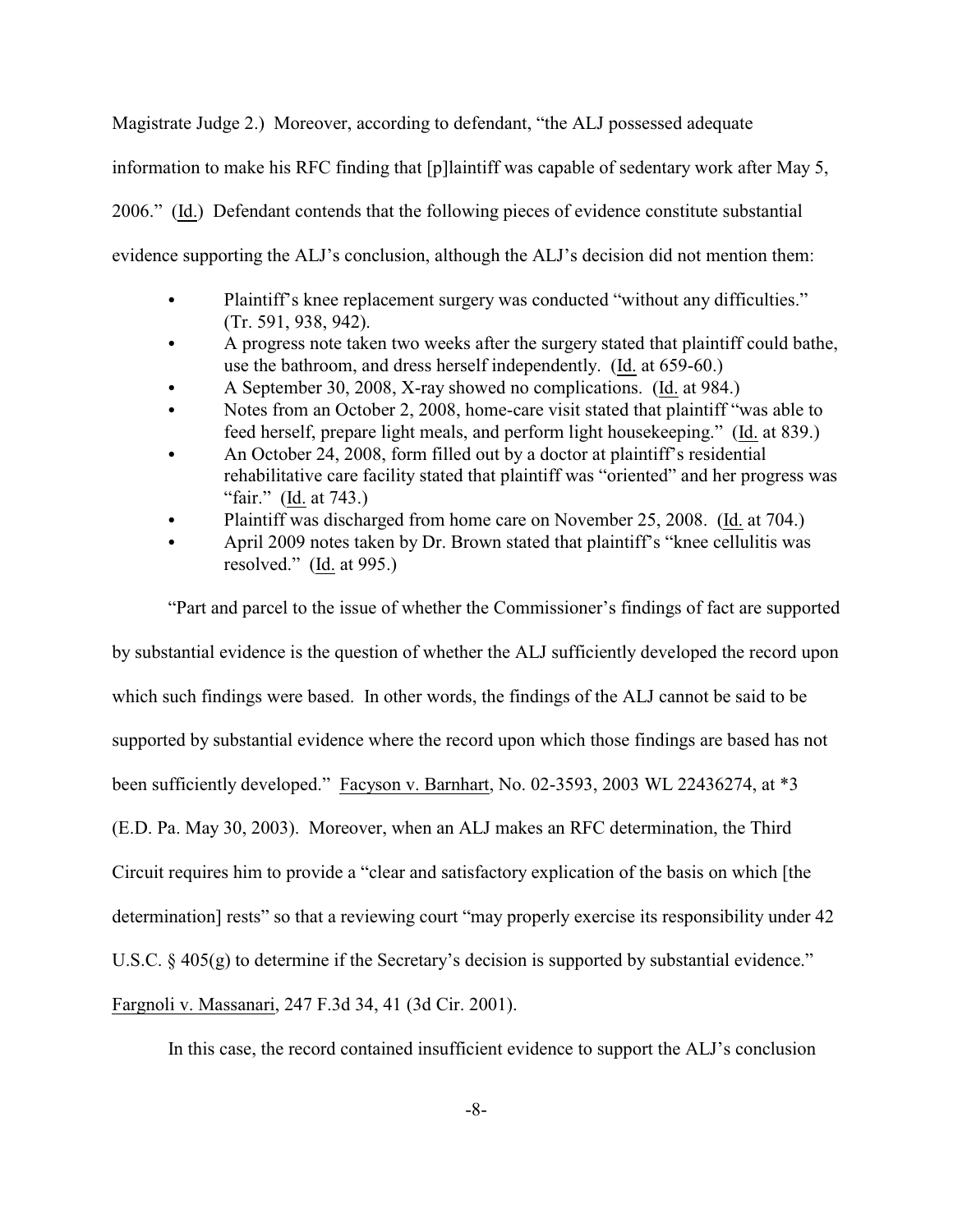Magistrate Judge 2.) Moreover, according to defendant, "the ALJ possessed adequate information to make his RFC finding that [p]laintiff was capable of sedentary work after May 5, 2006." (Id.) Defendant contends that the following pieces of evidence constitute substantial evidence supporting the ALJ's conclusion, although the ALJ's decision did not mention them:

- Plaintiff's knee replacement surgery was conducted "without any difficulties." (Tr. 591, 938, 942).
- A progress note taken two weeks after the surgery stated that plaintiff could bathe, use the bathroom, and dress herself independently. (Id. at 659-60.)
- A September 30, 2008, X-ray showed no complications. (Id. at 984.)
- Notes from an October 2, 2008, home-care visit stated that plaintiff "was able to feed herself, prepare light meals, and perform light housekeeping." (Id. at 839.)
- An October 24, 2008, form filled out by a doctor at plaintiff's residential rehabilitative care facility stated that plaintiff was "oriented" and her progress was "fair." (Id. at 743.)
- Plaintiff was discharged from home care on November 25, 2008. (Id. at 704.)
- April 2009 notes taken by Dr. Brown stated that plaintiff's "knee cellulitis was resolved." (Id. at 995.)

"Part and parcel to the issue of whether the Commissioner's findings of fact are supported by substantial evidence is the question of whether the ALJ sufficiently developed the record upon which such findings were based. In other words, the findings of the ALJ cannot be said to be supported by substantial evidence where the record upon which those findings are based has not been sufficiently developed." Facyson v. Barnhart, No. 02-3593, 2003 WL 22436274, at *3 (E.D. Pa. May 30, 2003). Moreover, when an ALJ makes an RFC determination, the Third Circuit requires him to provide a "clear and satisfactory explication of the basis on which [the determination] rests" so that a reviewing court "may properly exercise its responsibility under 42 U.S.C. § 405(g) to determine if the Secretary's decision is supported by substantial evidence." Fargnoli v. Massanari, 247 F.3d 34, 41 (3d Cir. 2001).

In this case, the record contained insufficient evidence to support the ALJ's conclusion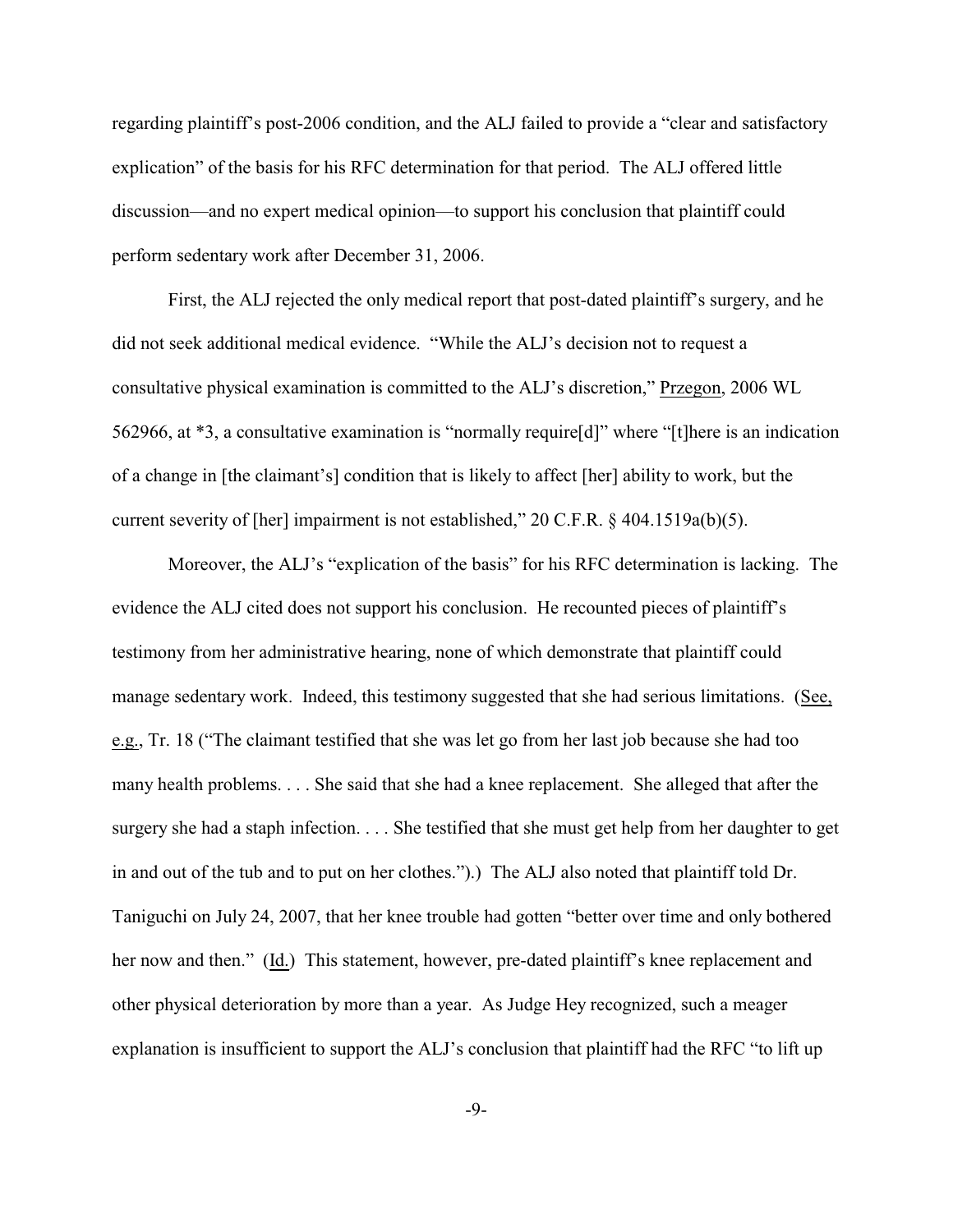regarding plaintiff's post-2006 condition, and the ALJ failed to provide a "clear and satisfactory explication" of the basis for his RFC determination for that period. The ALJ offered little discussion—and no expert medical opinion—to support his conclusion that plaintiff could perform sedentary work after December 31, 2006.

First, the ALJ rejected the only medical report that post-dated plaintiff's surgery, and he did not seek additional medical evidence. "While the ALJ's decision not to request a consultative physical examination is committed to the ALJ's discretion," Przegon, 2006 WL 562966, at *3, a consultative examination is "normally require[d]" where "[t]here is an indication of a change in [the claimant's] condition that is likely to affect [her] ability to work, but the current severity of [her] impairment is not established," 20 C.F.R. § 404.1519a(b)(5).

Moreover, the ALJ's "explication of the basis" for his RFC determination is lacking. The evidence the ALJ cited does not support his conclusion. He recounted pieces of plaintiff's testimony from her administrative hearing, none of which demonstrate that plaintiff could manage sedentary work. Indeed, this testimony suggested that she had serious limitations. (See, e.g., Tr. 18 ("The claimant testified that she was let go from her last job because she had too many health problems. . . . She said that she had a knee replacement. She alleged that after the surgery she had a staph infection. . . . She testified that she must get help from her daughter to get in and out of the tub and to put on her clothes.").) The ALJ also noted that plaintiff told Dr. Taniguchi on July 24, 2007, that her knee trouble had gotten "better over time and only bothered her now and then." (Id.) This statement, however, pre-dated plaintiff's knee replacement and other physical deterioration by more than a year. As Judge Hey recognized, such a meager explanation is insufficient to support the ALJ's conclusion that plaintiff had the RFC "to lift up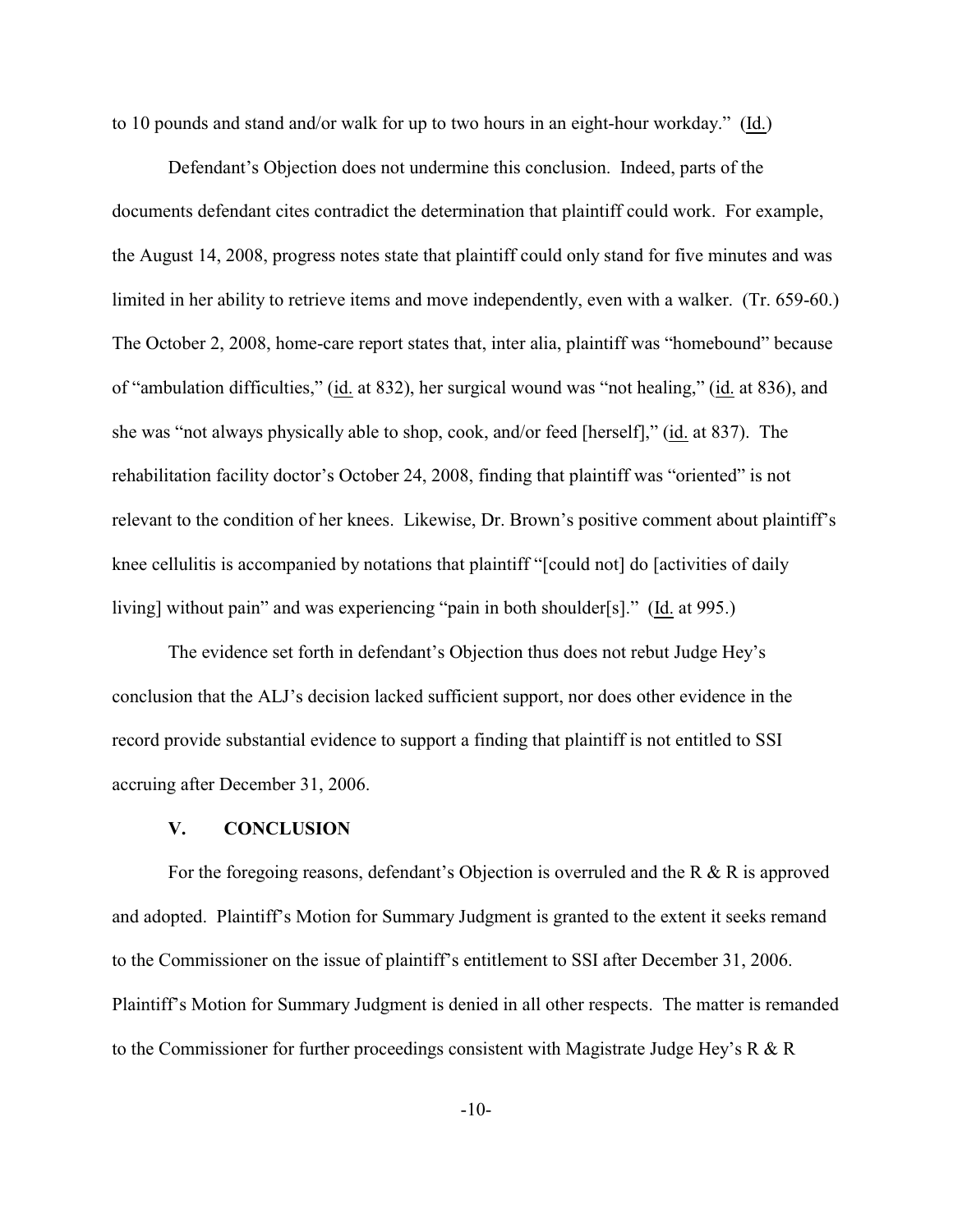to 10 pounds and stand and/or walk for up to two hours in an eight-hour workday." (Id.)

Defendant's Objection does not undermine this conclusion. Indeed, parts of the documents defendant cites contradict the determination that plaintiff could work. For example, the August 14, 2008, progress notes state that plaintiff could only stand for five minutes and was limited in her ability to retrieve items and move independently, even with a walker. (Tr. 659-60.) The October 2, 2008, home-care report states that, inter alia, plaintiff was "homebound" because of "ambulation difficulties," (id. at 832), her surgical wound was "not healing," (id. at 836), and she was "not always physically able to shop, cook, and/or feed [herself]," (id. at 837). The rehabilitation facility doctor's October 24, 2008, finding that plaintiff was "oriented" is not relevant to the condition of her knees. Likewise, Dr. Brown's positive comment about plaintiff's knee cellulitis is accompanied by notations that plaintiff "[could not] do [activities of daily living] without pain" and was experiencing "pain in both shoulder[s]." (Id. at 995.)

The evidence set forth in defendant's Objection thus does not rebut Judge Hey's conclusion that the ALJ's decision lacked sufficient support, nor does other evidence in the record provide substantial evidence to support a finding that plaintiff is not entitled to SSI accruing after December 31, 2006.

## V. CONCLUSION

For the foregoing reasons, defendant's Objection is overruled and the R & R is approved and adopted. Plaintiff's Motion for Summary Judgment is granted to the extent it seeks remand to the Commissioner on the issue of plaintiff's entitlement to SSI after December 31, 2006. Plaintiff's Motion for Summary Judgment is denied in all other respects. The matter is remanded to the Commissioner for further proceedings consistent with Magistrate Judge Hey's R & R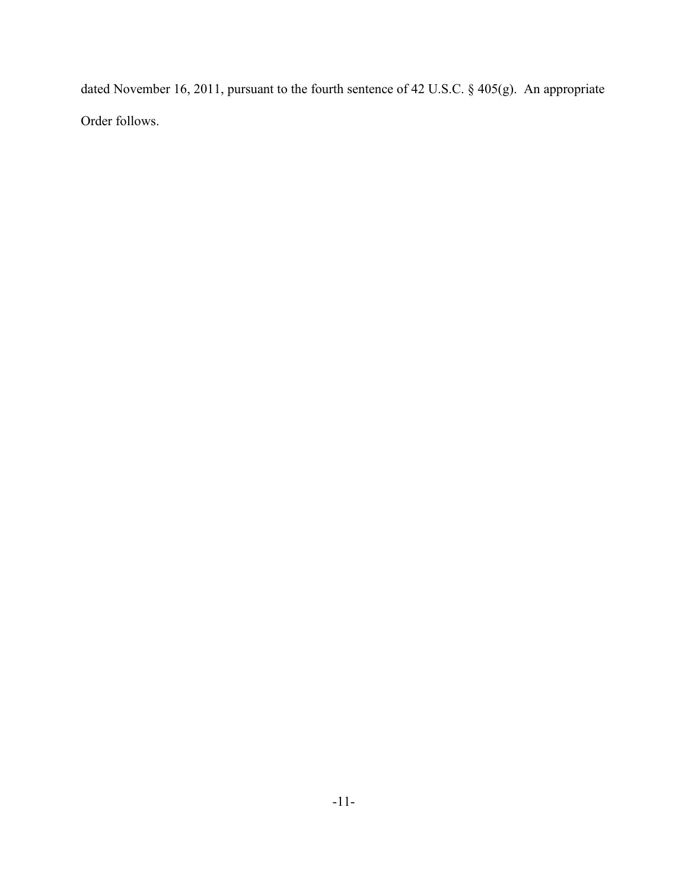dated November 16, 2011, pursuant to the fourth sentence of 42 U.S.C. § 405(g). An appropriate Order follows.